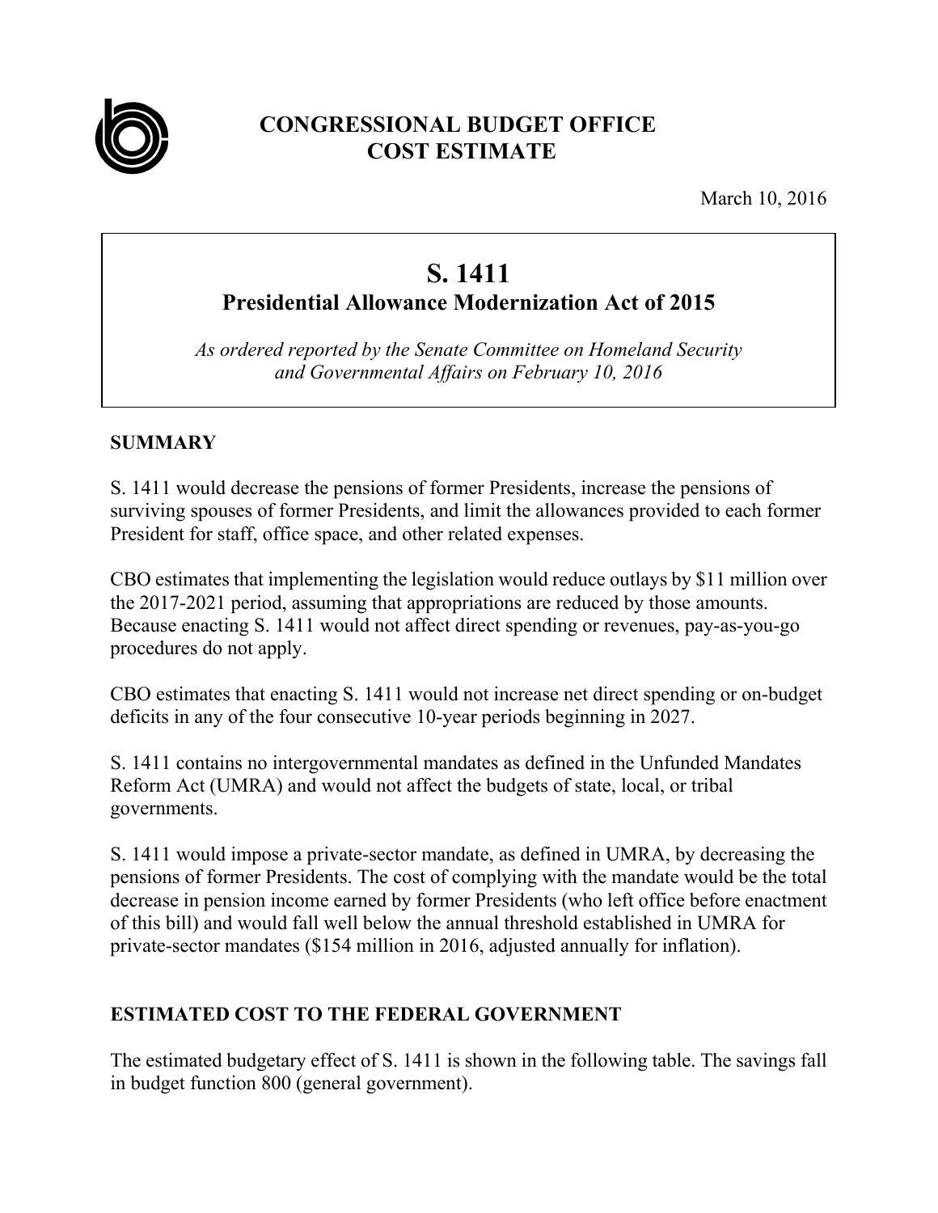# CONGRESSIONAL BUDGET OFFICE
# COST ESTIMATE

March 10, 2016

## S. 1411
### Presidential Allowance Modernization Act of 2015

*As ordered reported by the Senate Committee on Homeland Security and Governmental Affairs on February 10, 2016*

## SUMMARY

S. 1411 would decrease the pensions of former Presidents, increase the pensions of surviving spouses of former Presidents, and limit the allowances provided to each former President for staff, office space, and other related expenses.

CBO estimates that implementing the legislation would reduce outlays by $11 million over the 2017-2021 period, assuming that appropriations are reduced by those amounts. Because enacting S. 1411 would not affect direct spending or revenues, pay-as-you-go procedures do not apply.

CBO estimates that enacting S. 1411 would not increase net direct spending or on-budget deficits in any of the four consecutive 10-year periods beginning in 2027.

S. 1411 contains no intergovernmental mandates as defined in the Unfunded Mandates Reform Act (UMRA) and would not affect the budgets of state, local, or tribal governments.

S. 1411 would impose a private-sector mandate, as defined in UMRA, by decreasing the pensions of former Presidents. The cost of complying with the mandate would be the total decrease in pension income earned by former Presidents (who left office before enactment of this bill) and would fall well below the annual threshold established in UMRA for private-sector mandates ($154 million in 2016, adjusted annually for inflation).

## ESTIMATED COST TO THE FEDERAL GOVERNMENT

The estimated budgetary effect of S. 1411 is shown in the following table. The savings fall in budget function 800 (general government).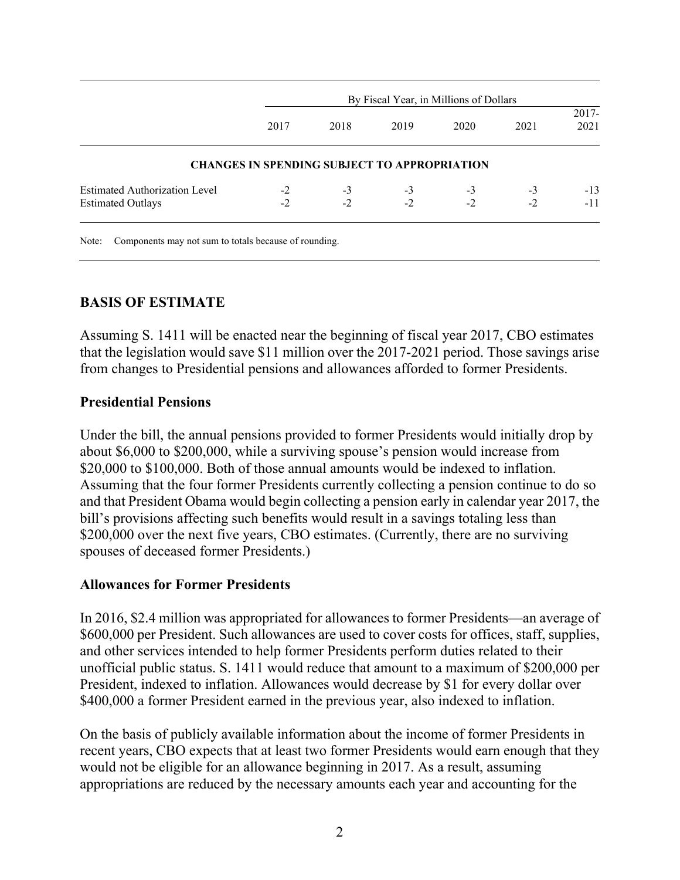| | By Fiscal Year, in Millions of Dollars | | | | | |
|---|---|---|---|---|---|---|
| | 2017 | 2018 | 2019 | 2020 | 2021 | 2017-2021 |
| **CHANGES IN SPENDING SUBJECT TO APPROPRIATION** | | | | | | |
| Estimated Authorization Level | -2 | -3 | -3 | -3 | -3 | -13 |
| Estimated Outlays | -2 | -2 | -2 | -2 | -2 | -11 |

Note: Components may not sum to totals because of rounding.

## BASIS OF ESTIMATE

Assuming S. 1411 will be enacted near the beginning of fiscal year 2017, CBO estimates that the legislation would save $11 million over the 2017-2021 period. Those savings arise from changes to Presidential pensions and allowances afforded to former Presidents.

### Presidential Pensions

Under the bill, the annual pensions provided to former Presidents would initially drop by about $6,000 to $200,000, while a surviving spouse's pension would increase from $20,000 to $100,000. Both of those annual amounts would be indexed to inflation. Assuming that the four former Presidents currently collecting a pension continue to do so and that President Obama would begin collecting a pension early in calendar year 2017, the bill's provisions affecting such benefits would result in a savings totaling less than $200,000 over the next five years, CBO estimates. (Currently, there are no surviving spouses of deceased former Presidents.)

### Allowances for Former Presidents

In 2016, $2.4 million was appropriated for allowances to former Presidents—an average of $600,000 per President. Such allowances are used to cover costs for offices, staff, supplies, and other services intended to help former Presidents perform duties related to their unofficial public status. S. 1411 would reduce that amount to a maximum of $200,000 per President, indexed to inflation. Allowances would decrease by $1 for every dollar over $400,000 a former President earned in the previous year, also indexed to inflation.

On the basis of publicly available information about the income of former Presidents in recent years, CBO expects that at least two former Presidents would earn enough that they would not be eligible for an allowance beginning in 2017. As a result, assuming appropriations are reduced by the necessary amounts each year and accounting for the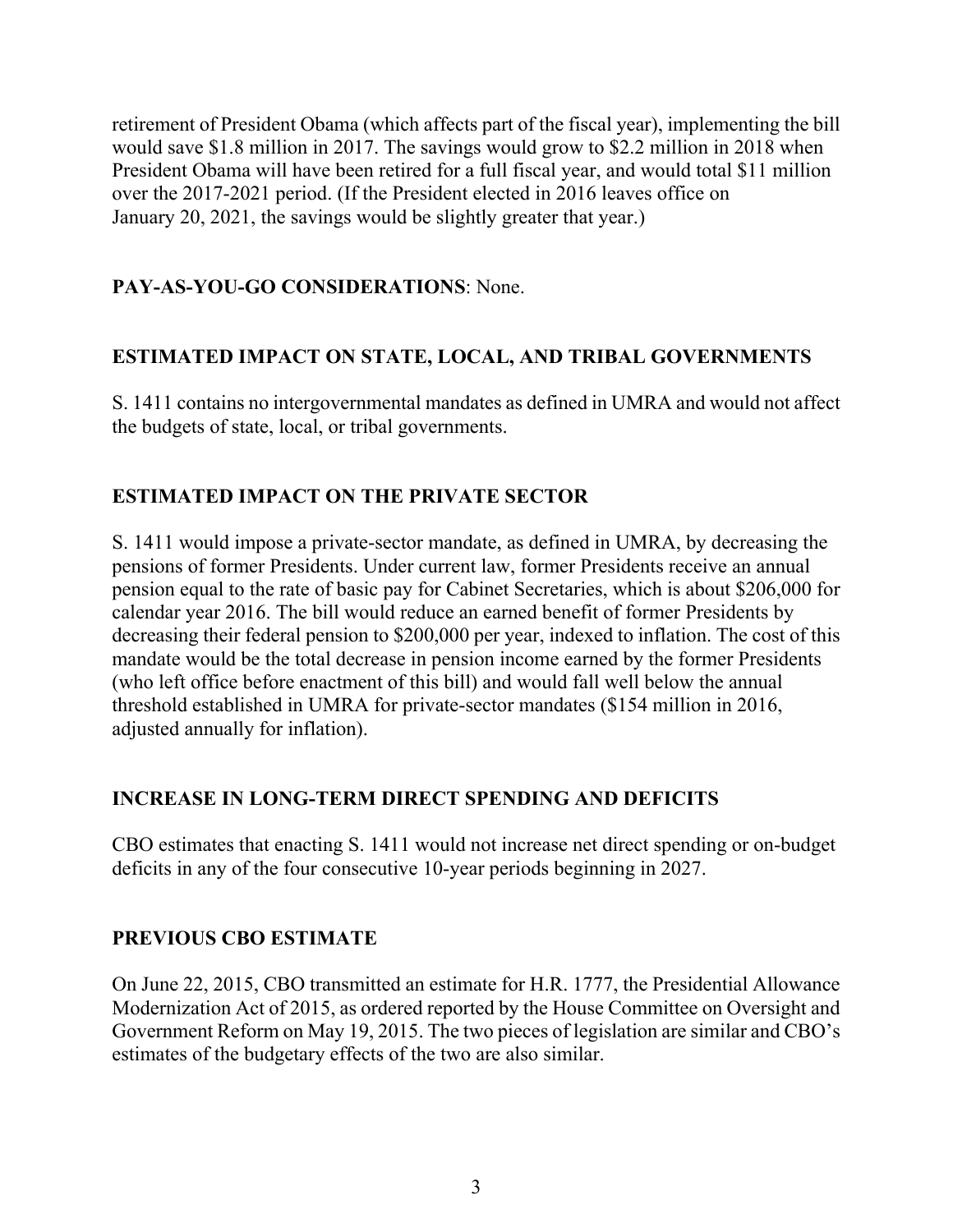retirement of President Obama (which affects part of the fiscal year), implementing the bill would save $1.8 million in 2017. The savings would grow to $2.2 million in 2018 when President Obama will have been retired for a full fiscal year, and would total $11 million over the 2017-2021 period. (If the President elected in 2016 leaves office on January 20, 2021, the savings would be slightly greater that year.)

**PAY-AS-YOU-GO CONSIDERATIONS**: None.

## ESTIMATED IMPACT ON STATE, LOCAL, AND TRIBAL GOVERNMENTS

S. 1411 contains no intergovernmental mandates as defined in UMRA and would not affect the budgets of state, local, or tribal governments.

## ESTIMATED IMPACT ON THE PRIVATE SECTOR

S. 1411 would impose a private-sector mandate, as defined in UMRA, by decreasing the pensions of former Presidents. Under current law, former Presidents receive an annual pension equal to the rate of basic pay for Cabinet Secretaries, which is about $206,000 for calendar year 2016. The bill would reduce an earned benefit of former Presidents by decreasing their federal pension to $200,000 per year, indexed to inflation. The cost of this mandate would be the total decrease in pension income earned by the former Presidents (who left office before enactment of this bill) and would fall well below the annual threshold established in UMRA for private-sector mandates ($154 million in 2016, adjusted annually for inflation).

## INCREASE IN LONG-TERM DIRECT SPENDING AND DEFICITS

CBO estimates that enacting S. 1411 would not increase net direct spending or on-budget deficits in any of the four consecutive 10-year periods beginning in 2027.

## PREVIOUS CBO ESTIMATE

On June 22, 2015, CBO transmitted an estimate for H.R. 1777, the Presidential Allowance Modernization Act of 2015, as ordered reported by the House Committee on Oversight and Government Reform on May 19, 2015. The two pieces of legislation are similar and CBO's estimates of the budgetary effects of the two are also similar.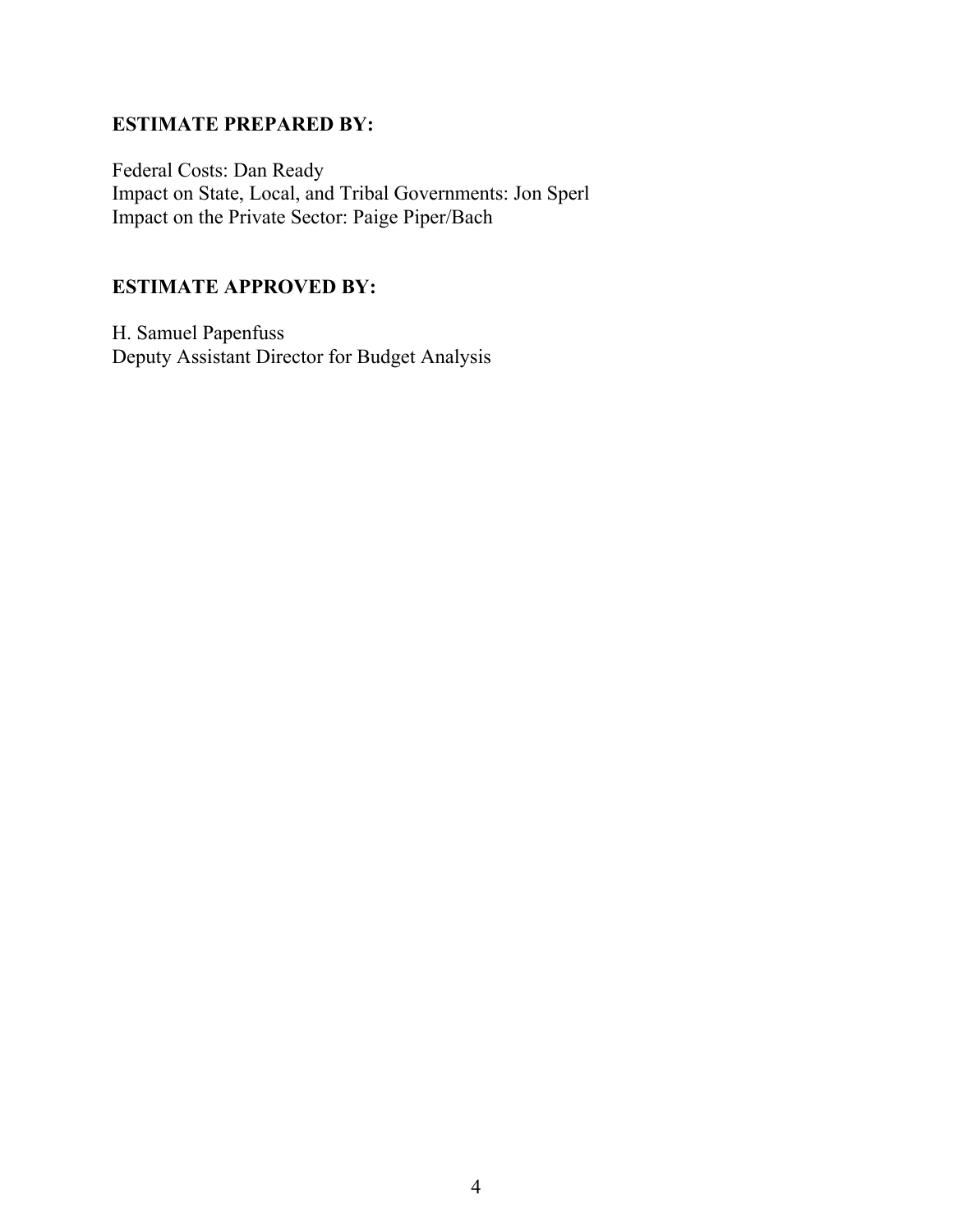**ESTIMATE PREPARED BY:**

Federal Costs: Dan Ready
Impact on State, Local, and Tribal Governments: Jon Sperl
Impact on the Private Sector: Paige Piper/Bach

**ESTIMATE APPROVED BY:**

H. Samuel Papenfuss
Deputy Assistant Director for Budget Analysis